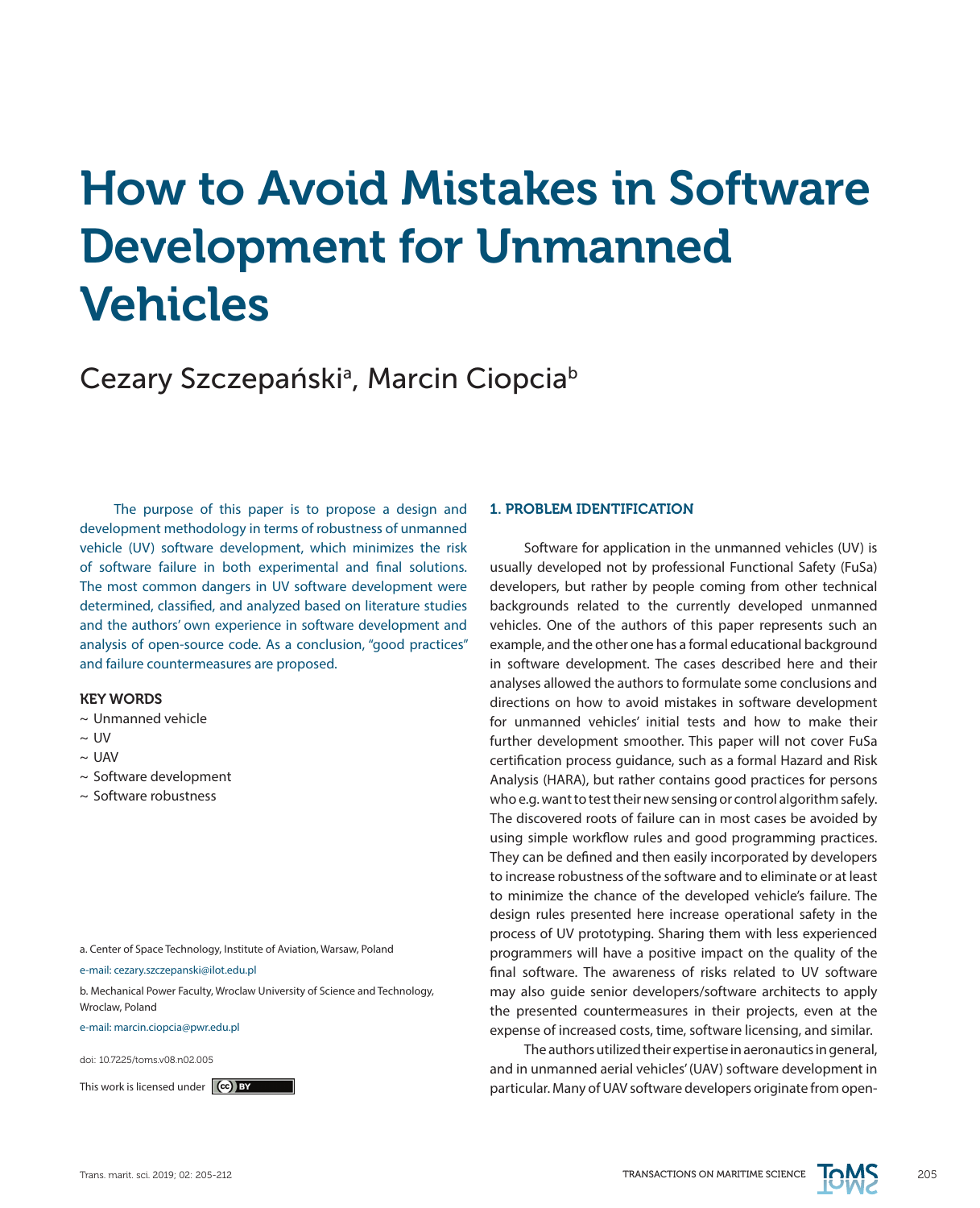# How to Avoid Mistakes in Software Development for Unmanned Vehicles

Cezary Szczepański[a], Marcin Ciopcia[b]

The purpose of this paper is to propose a design and development methodology in terms of robustness of unmanned vehicle (UV) software development, which minimizes the risk of software failure in both experimental and final solutions. The most common dangers in UV software development were determined, classified, and analyzed based on literature studies and the authors' own experience in software development and analysis of open-source code. As a conclusion, "good practices" and failure countermeasures are proposed.

**KEY WORDS**

- ~ Unmanned vehicle
- ~ UV
- ~ UAV
- ~ Software development
- ~ Software robustness

a. Center of Space Technology, Institute of Aviation, Warsaw, Poland

e-mail: cezary.szczepanski@ilot.edu.pl

b. Mechanical Power Faculty, Wroclaw University of Science and Technology, Wroclaw, Poland

e-mail: marcin.ciopcia@pwr.edu.pl

doi: 10.7225/toms.v08.n02.005

This work is licensed under CC BY

## 1. PROBLEM IDENTIFICATION

Software for application in the unmanned vehicles (UV) is usually developed not by professional Functional Safety (FuSa) developers, but rather by people coming from other technical backgrounds related to the currently developed unmanned vehicles. One of the authors of this paper represents such an example, and the other one has a formal educational background in software development. The cases described here and their analyses allowed the authors to formulate some conclusions and directions on how to avoid mistakes in software development for unmanned vehicles' initial tests and how to make their further development smoother. This paper will not cover FuSa certification process guidance, such as a formal Hazard and Risk Analysis (HARA), but rather contains good practices for persons who e.g. want to test their new sensing or control algorithm safely. The discovered roots of failure can in most cases be avoided by using simple workflow rules and good programming practices. They can be defined and then easily incorporated by developers to increase robustness of the software and to eliminate or at least to minimize the chance of the developed vehicle's failure. The design rules presented here increase operational safety in the process of UV prototyping. Sharing them with less experienced programmers will have a positive impact on the quality of the final software. The awareness of risks related to UV software may also guide senior developers/software architects to apply the presented countermeasures in their projects, even at the expense of increased costs, time, software licensing, and similar.

The authors utilized their expertise in aeronautics in general, and in unmanned aerial vehicles' (UAV) software development in particular. Many of UAV software developers originate from open-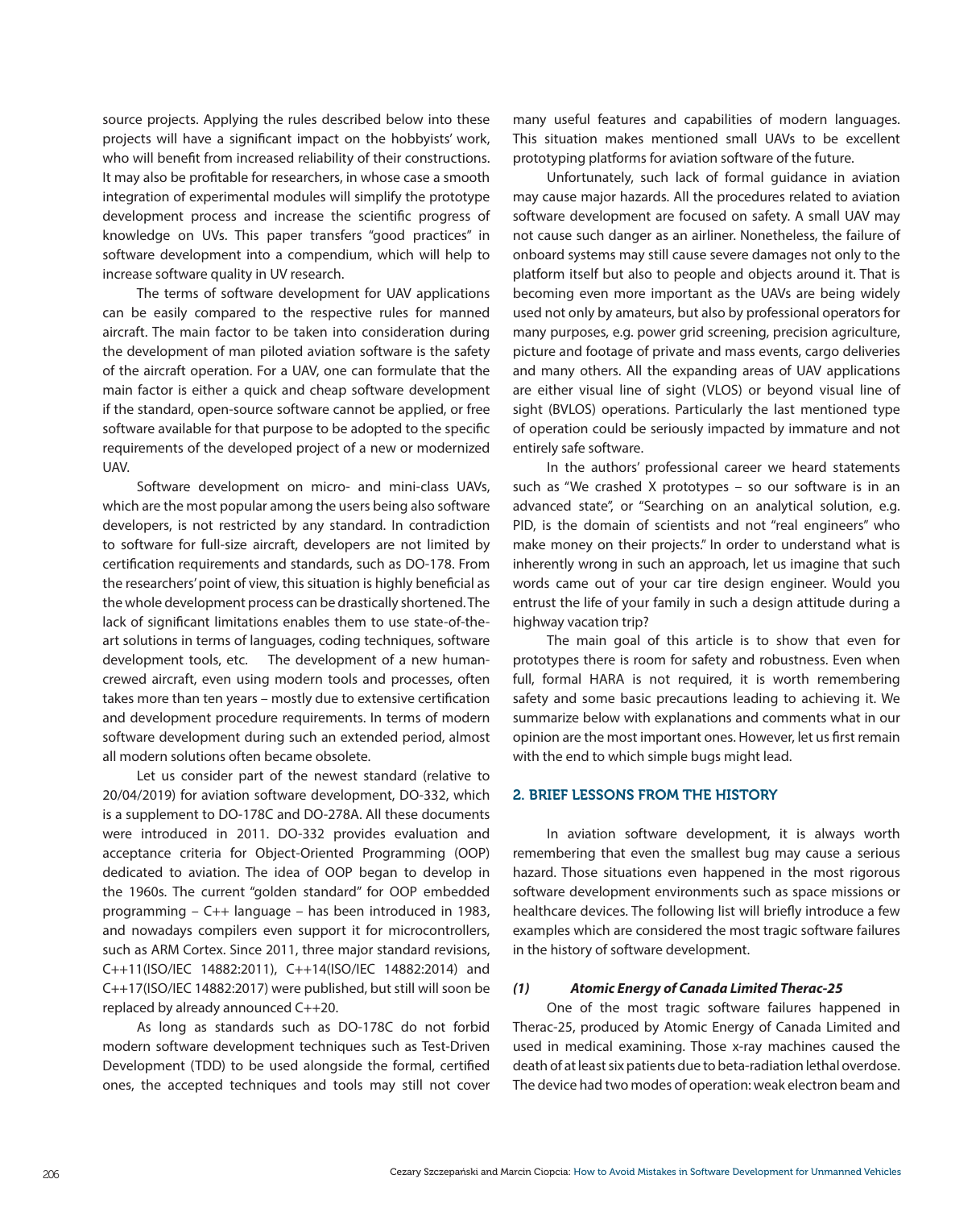source projects. Applying the rules described below into these projects will have a significant impact on the hobbyists' work, who will benefit from increased reliability of their constructions. It may also be profitable for researchers, in whose case a smooth integration of experimental modules will simplify the prototype development process and increase the scientific progress of knowledge on UVs. This paper transfers "good practices" in software development into a compendium, which will help to increase software quality in UV research.

The terms of software development for UAV applications can be easily compared to the respective rules for manned aircraft. The main factor to be taken into consideration during the development of man piloted aviation software is the safety of the aircraft operation. For a UAV, one can formulate that the main factor is either a quick and cheap software development if the standard, open-source software cannot be applied, or free software available for that purpose to be adopted to the specific requirements of the developed project of a new or modernized UAV.

Software development on micro- and mini-class UAVs, which are the most popular among the users being also software developers, is not restricted by any standard. In contradiction to software for full-size aircraft, developers are not limited by certification requirements and standards, such as DO-178. From the researchers' point of view, this situation is highly beneficial as the whole development process can be drastically shortened. The lack of significant limitations enables them to use state-of-the-art solutions in terms of languages, coding techniques, software development tools, etc. The development of a new human-crewed aircraft, even using modern tools and processes, often takes more than ten years – mostly due to extensive certification and development procedure requirements. In terms of modern software development during such an extended period, almost all modern solutions often became obsolete.

Let us consider part of the newest standard (relative to 20/04/2019) for aviation software development, DO-332, which is a supplement to DO-178C and DO-278A. All these documents were introduced in 2011. DO-332 provides evaluation and acceptance criteria for Object-Oriented Programming (OOP) dedicated to aviation. The idea of OOP began to develop in the 1960s. The current "golden standard" for OOP embedded programming – C++ language – has been introduced in 1983, and nowadays compilers even support it for microcontrollers, such as ARM Cortex. Since 2011, three major standard revisions, C++11(ISO/IEC 14882:2011), C++14(ISO/IEC 14882:2014) and C++17(ISO/IEC 14882:2017) were published, but still will soon be replaced by already announced C++20.

As long as standards such as DO-178C do not forbid modern software development techniques such as Test-Driven Development (TDD) to be used alongside the formal, certified ones, the accepted techniques and tools may still not cover many useful features and capabilities of modern languages. This situation makes mentioned small UAVs to be excellent prototyping platforms for aviation software of the future.

Unfortunately, such lack of formal guidance in aviation may cause major hazards. All the procedures related to aviation software development are focused on safety. A small UAV may not cause such danger as an airliner. Nonetheless, the failure of onboard systems may still cause severe damages not only to the platform itself but also to people and objects around it. That is becoming even more important as the UAVs are being widely used not only by amateurs, but also by professional operators for many purposes, e.g. power grid screening, precision agriculture, picture and footage of private and mass events, cargo deliveries and many others. All the expanding areas of UAV applications are either visual line of sight (VLOS) or beyond visual line of sight (BVLOS) operations. Particularly the last mentioned type of operation could be seriously impacted by immature and not entirely safe software.

In the authors' professional career we heard statements such as "We crashed X prototypes – so our software is in an advanced state", or "Searching on an analytical solution, e.g. PID, is the domain of scientists and not "real engineers" who make money on their projects." In order to understand what is inherently wrong in such an approach, let us imagine that such words came out of your car tire design engineer. Would you entrust the life of your family in such a design attitude during a highway vacation trip?

The main goal of this article is to show that even for prototypes there is room for safety and robustness. Even when full, formal HARA is not required, it is worth remembering safety and some basic precautions leading to achieving it. We summarize below with explanations and comments what in our opinion are the most important ones. However, let us first remain with the end to which simple bugs might lead.

## 2. BRIEF LESSONS FROM THE HISTORY

In aviation software development, it is always worth remembering that even the smallest bug may cause a serious hazard. Those situations even happened in the most rigorous software development environments such as space missions or healthcare devices. The following list will briefly introduce a few examples which are considered the most tragic software failures in the history of software development.

### *(1) Atomic Energy of Canada Limited Therac-25*

One of the most tragic software failures happened in Therac-25, produced by Atomic Energy of Canada Limited and used in medical examining. Those x-ray machines caused the death of at least six patients due to beta-radiation lethal overdose. The device had two modes of operation: weak electron beam and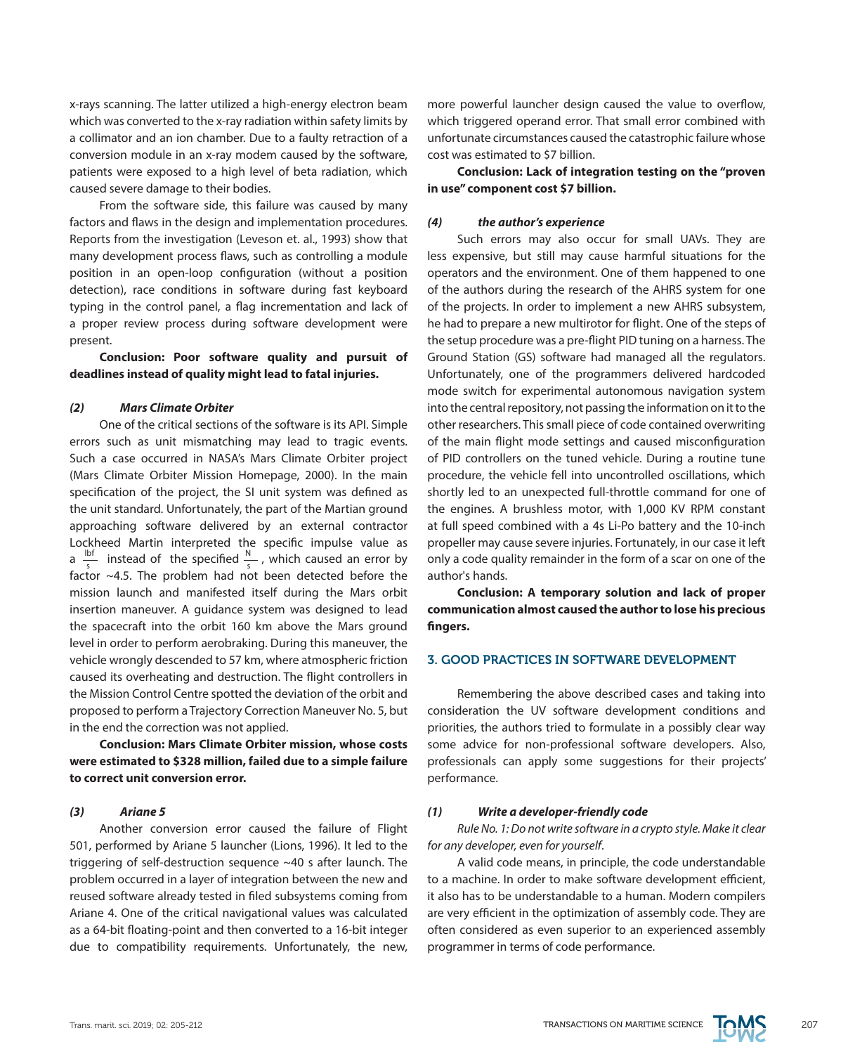x-rays scanning. The latter utilized a high-energy electron beam which was converted to the x-ray radiation within safety limits by a collimator and an ion chamber. Due to a faulty retraction of a conversion module in an x-ray modem caused by the software, patients were exposed to a high level of beta radiation, which caused severe damage to their bodies.

From the software side, this failure was caused by many factors and flaws in the design and implementation procedures. Reports from the investigation (Leveson et. al., 1993) show that many development process flaws, such as controlling a module position in an open-loop configuration (without a position detection), race conditions in software during fast keyboard typing in the control panel, a flag incrementation and lack of a proper review process during software development were present.

**Conclusion: Poor software quality and pursuit of deadlines instead of quality might lead to fatal injuries.**

#### *(2) Mars Climate Orbiter*

One of the critical sections of the software is its API. Simple errors such as unit mismatching may lead to tragic events. Such a case occurred in NASA's Mars Climate Orbiter project (Mars Climate Orbiter Mission Homepage, 2000). In the main specification of the project, the SI unit system was defined as the unit standard. Unfortunately, the part of the Martian ground approaching software delivered by an external contractor Lockheed Martin interpreted the specific impulse value as a $\frac{lbf}{s}$ instead of the specified $\frac{N}{s}$, which caused an error by factor ~4.5. The problem had not been detected before the mission launch and manifested itself during the Mars orbit insertion maneuver. A guidance system was designed to lead the spacecraft into the orbit 160 km above the Mars ground level in order to perform aerobraking. During this maneuver, the vehicle wrongly descended to 57 km, where atmospheric friction caused its overheating and destruction. The flight controllers in the Mission Control Centre spotted the deviation of the orbit and proposed to perform a Trajectory Correction Maneuver No. 5, but in the end the correction was not applied.

**Conclusion: Mars Climate Orbiter mission, whose costs were estimated to $328 million, failed due to a simple failure to correct unit conversion error.**

#### *(3) Ariane 5*

Another conversion error caused the failure of Flight 501, performed by Ariane 5 launcher (Lions, 1996). It led to the triggering of self-destruction sequence ~40 s after launch. The problem occurred in a layer of integration between the new and reused software already tested in filed subsystems coming from Ariane 4. One of the critical navigational values was calculated as a 64-bit floating-point and then converted to a 16-bit integer due to compatibility requirements. Unfortunately, the new, more powerful launcher design caused the value to overflow, which triggered operand error. That small error combined with unfortunate circumstances caused the catastrophic failure whose cost was estimated to $7 billion.

**Conclusion: Lack of integration testing on the "proven in use" component cost $7 billion.**

#### *(4) the author's experience*

Such errors may also occur for small UAVs. They are less expensive, but still may cause harmful situations for the operators and the environment. One of them happened to one of the authors during the research of the AHRS system for one of the projects. In order to implement a new AHRS subsystem, he had to prepare a new multirotor for flight. One of the steps of the setup procedure was a pre-flight PID tuning on a harness. The Ground Station (GS) software had managed all the regulators. Unfortunately, one of the programmers delivered hardcoded mode switch for experimental autonomous navigation system into the central repository, not passing the information on it to the other researchers. This small piece of code contained overwriting of the main flight mode settings and caused misconfiguration of PID controllers on the tuned vehicle. During a routine tune procedure, the vehicle fell into uncontrolled oscillations, which shortly led to an unexpected full-throttle command for one of the engines. A brushless motor, with 1,000 KV RPM constant at full speed combined with a 4s Li-Po battery and the 10-inch propeller may cause severe injuries. Fortunately, in our case it left only a code quality remainder in the form of a scar on one of the author's hands.

**Conclusion: A temporary solution and lack of proper communication almost caused the author to lose his precious fingers.**

## 3. GOOD PRACTICES IN SOFTWARE DEVELOPMENT

Remembering the above described cases and taking into consideration the UV software development conditions and priorities, the authors tried to formulate in a possibly clear way some advice for non-professional software developers. Also, professionals can apply some suggestions for their projects' performance.

#### *(1) Write a developer-friendly code*

*Rule No. 1: Do not write software in a crypto style. Make it clear for any developer, even for yourself*.

A valid code means, in principle, the code understandable to a machine. In order to make software development efficient, it also has to be understandable to a human. Modern compilers are very efficient in the optimization of assembly code. They are often considered as even superior to an experienced assembly programmer in terms of code performance.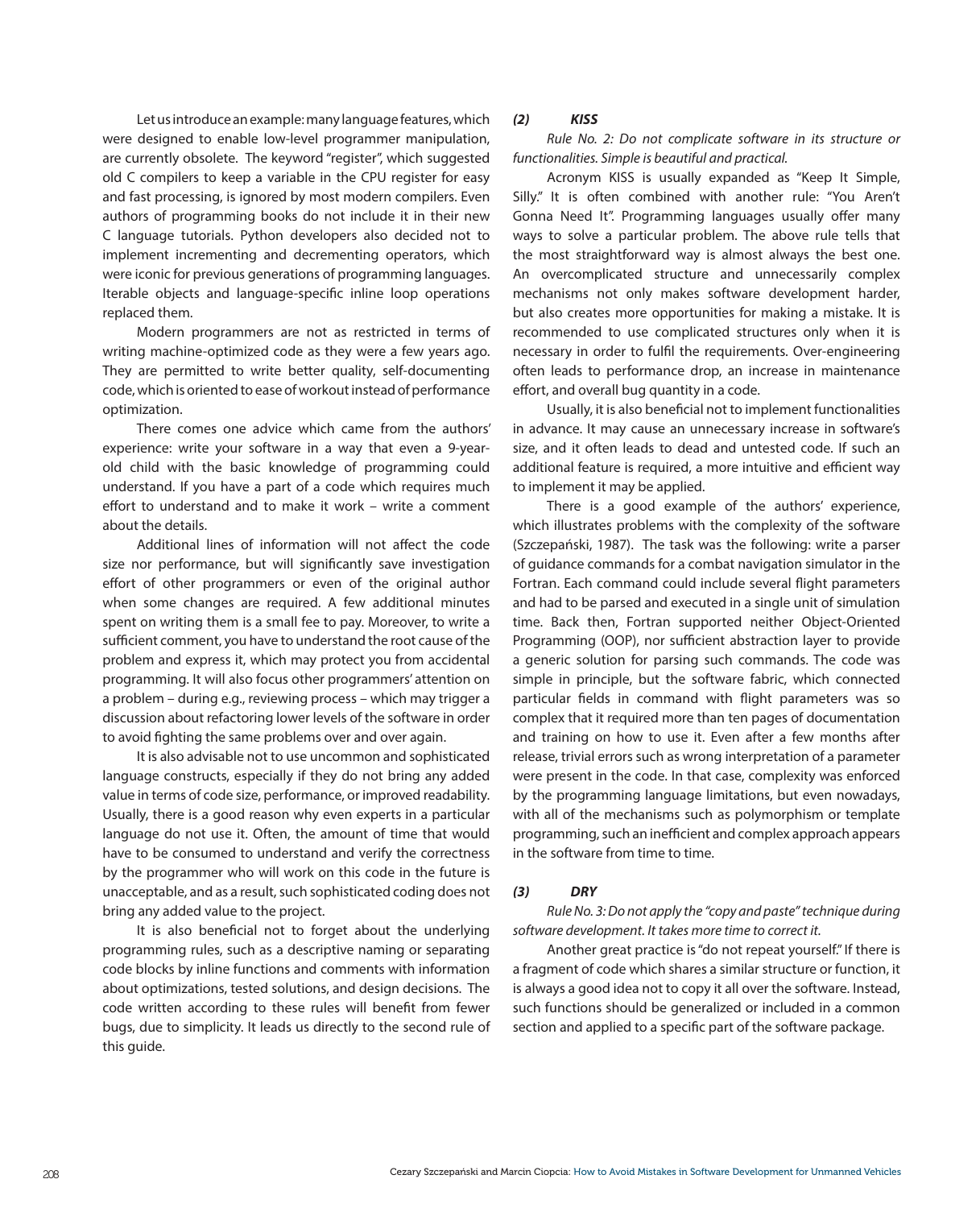Let us introduce an example: many language features, which were designed to enable low-level programmer manipulation, are currently obsolete. The keyword "register", which suggested old C compilers to keep a variable in the CPU register for easy and fast processing, is ignored by most modern compilers. Even authors of programming books do not include it in their new C language tutorials. Python developers also decided not to implement incrementing and decrementing operators, which were iconic for previous generations of programming languages. Iterable objects and language-specific inline loop operations replaced them.

Modern programmers are not as restricted in terms of writing machine-optimized code as they were a few years ago. They are permitted to write better quality, self-documenting code, which is oriented to ease of workout instead of performance optimization.

There comes one advice which came from the authors' experience: write your software in a way that even a 9-year-old child with the basic knowledge of programming could understand. If you have a part of a code which requires much effort to understand and to make it work – write a comment about the details.

Additional lines of information will not affect the code size nor performance, but will significantly save investigation effort of other programmers or even of the original author when some changes are required. A few additional minutes spent on writing them is a small fee to pay. Moreover, to write a sufficient comment, you have to understand the root cause of the problem and express it, which may protect you from accidental programming. It will also focus other programmers' attention on a problem – during e.g., reviewing process – which may trigger a discussion about refactoring lower levels of the software in order to avoid fighting the same problems over and over again.

It is also advisable not to use uncommon and sophisticated language constructs, especially if they do not bring any added value in terms of code size, performance, or improved readability. Usually, there is a good reason why even experts in a particular language do not use it. Often, the amount of time that would have to be consumed to understand and verify the correctness by the programmer who will work on this code in the future is unacceptable, and as a result, such sophisticated coding does not bring any added value to the project.

It is also beneficial not to forget about the underlying programming rules, such as a descriptive naming or separating code blocks by inline functions and comments with information about optimizations, tested solutions, and design decisions. The code written according to these rules will benefit from fewer bugs, due to simplicity. It leads us directly to the second rule of this guide.

### *(2) KISS*

*Rule No. 2: Do not complicate software in its structure or functionalities. Simple is beautiful and practical.*

Acronym KISS is usually expanded as "Keep It Simple, Silly." It is often combined with another rule: "You Aren't Gonna Need It". Programming languages usually offer many ways to solve a particular problem. The above rule tells that the most straightforward way is almost always the best one. An overcomplicated structure and unnecessarily complex mechanisms not only makes software development harder, but also creates more opportunities for making a mistake. It is recommended to use complicated structures only when it is necessary in order to fulfil the requirements. Over-engineering often leads to performance drop, an increase in maintenance effort, and overall bug quantity in a code.

Usually, it is also beneficial not to implement functionalities in advance. It may cause an unnecessary increase in software's size, and it often leads to dead and untested code. If such an additional feature is required, a more intuitive and efficient way to implement it may be applied.

There is a good example of the authors' experience, which illustrates problems with the complexity of the software (Szczepański, 1987). The task was the following: write a parser of guidance commands for a combat navigation simulator in the Fortran. Each command could include several flight parameters and had to be parsed and executed in a single unit of simulation time. Back then, Fortran supported neither Object-Oriented Programming (OOP), nor sufficient abstraction layer to provide a generic solution for parsing such commands. The code was simple in principle, but the software fabric, which connected particular fields in command with flight parameters was so complex that it required more than ten pages of documentation and training on how to use it. Even after a few months after release, trivial errors such as wrong interpretation of a parameter were present in the code. In that case, complexity was enforced by the programming language limitations, but even nowadays, with all of the mechanisms such as polymorphism or template programming, such an inefficient and complex approach appears in the software from time to time.

### *(3) DRY*

*Rule No. 3: Do not apply the "copy and paste" technique during software development. It takes more time to correct it.*

Another great practice is "do not repeat yourself." If there is a fragment of code which shares a similar structure or function, it is always a good idea not to copy it all over the software. Instead, such functions should be generalized or included in a common section and applied to a specific part of the software package.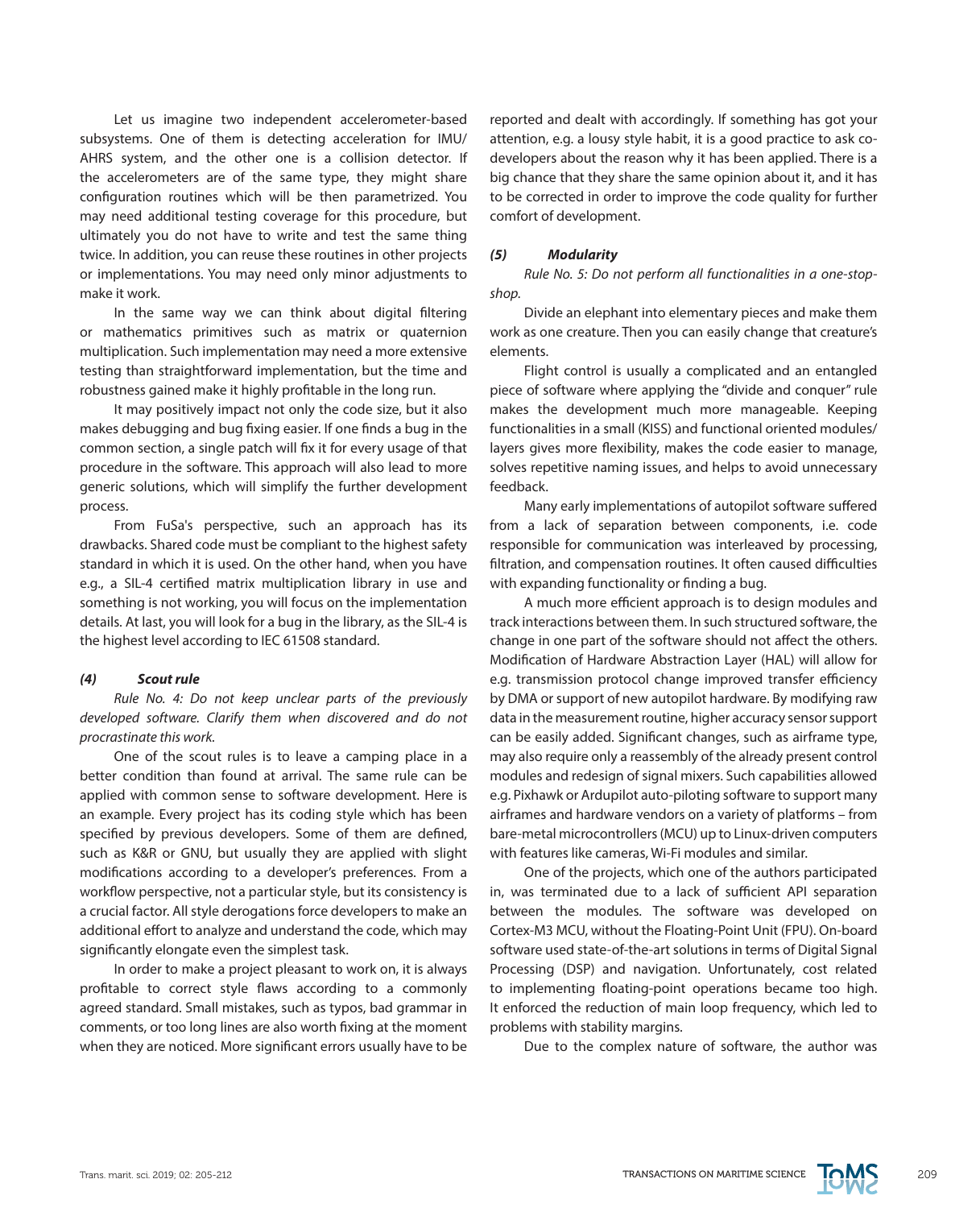Let us imagine two independent accelerometer-based subsystems. One of them is detecting acceleration for IMU/AHRS system, and the other one is a collision detector. If the accelerometers are of the same type, they might share configuration routines which will be then parametrized. You may need additional testing coverage for this procedure, but ultimately you do not have to write and test the same thing twice. In addition, you can reuse these routines in other projects or implementations. You may need only minor adjustments to make it work.

In the same way we can think about digital filtering or mathematics primitives such as matrix or quaternion multiplication. Such implementation may need a more extensive testing than straightforward implementation, but the time and robustness gained make it highly profitable in the long run.

It may positively impact not only the code size, but it also makes debugging and bug fixing easier. If one finds a bug in the common section, a single patch will fix it for every usage of that procedure in the software. This approach will also lead to more generic solutions, which will simplify the further development process.

From FuSa's perspective, such an approach has its drawbacks. Shared code must be compliant to the highest safety standard in which it is used. On the other hand, when you have e.g., a SIL-4 certified matrix multiplication library in use and something is not working, you will focus on the implementation details. At last, you will look for a bug in the library, as the SIL-4 is the highest level according to IEC 61508 standard.

### *(4) Scout rule*

*Rule No. 4: Do not keep unclear parts of the previously developed software. Clarify them when discovered and do not procrastinate this work.*

One of the scout rules is to leave a camping place in a better condition than found at arrival. The same rule can be applied with common sense to software development. Here is an example. Every project has its coding style which has been specified by previous developers. Some of them are defined, such as K&R or GNU, but usually they are applied with slight modifications according to a developer's preferences. From a workflow perspective, not a particular style, but its consistency is a crucial factor. All style derogations force developers to make an additional effort to analyze and understand the code, which may significantly elongate even the simplest task.

In order to make a project pleasant to work on, it is always profitable to correct style flaws according to a commonly agreed standard. Small mistakes, such as typos, bad grammar in comments, or too long lines are also worth fixing at the moment when they are noticed. More significant errors usually have to be reported and dealt with accordingly. If something has got your attention, e.g. a lousy style habit, it is a good practice to ask co-developers about the reason why it has been applied. There is a big chance that they share the same opinion about it, and it has to be corrected in order to improve the code quality for further comfort of development.

### *(5) Modularity*

*Rule No. 5: Do not perform all functionalities in a one-stop-shop.*

Divide an elephant into elementary pieces and make them work as one creature. Then you can easily change that creature's elements.

Flight control is usually a complicated and an entangled piece of software where applying the "divide and conquer" rule makes the development much more manageable. Keeping functionalities in a small (KISS) and functional oriented modules/layers gives more flexibility, makes the code easier to manage, solves repetitive naming issues, and helps to avoid unnecessary feedback.

Many early implementations of autopilot software suffered from a lack of separation between components, i.e. code responsible for communication was interleaved by processing, filtration, and compensation routines. It often caused difficulties with expanding functionality or finding a bug.

A much more efficient approach is to design modules and track interactions between them. In such structured software, the change in one part of the software should not affect the others. Modification of Hardware Abstraction Layer (HAL) will allow for e.g. transmission protocol change improved transfer efficiency by DMA or support of new autopilot hardware. By modifying raw data in the measurement routine, higher accuracy sensor support can be easily added. Significant changes, such as airframe type, may also require only a reassembly of the already present control modules and redesign of signal mixers. Such capabilities allowed e.g. Pixhawk or Ardupilot auto-piloting software to support many airframes and hardware vendors on a variety of platforms – from bare-metal microcontrollers (MCU) up to Linux-driven computers with features like cameras, Wi-Fi modules and similar.

One of the projects, which one of the authors participated in, was terminated due to a lack of sufficient API separation between the modules. The software was developed on Cortex-M3 MCU, without the Floating-Point Unit (FPU). On-board software used state-of-the-art solutions in terms of Digital Signal Processing (DSP) and navigation. Unfortunately, cost related to implementing floating-point operations became too high. It enforced the reduction of main loop frequency, which led to problems with stability margins.

Due to the complex nature of software, the author was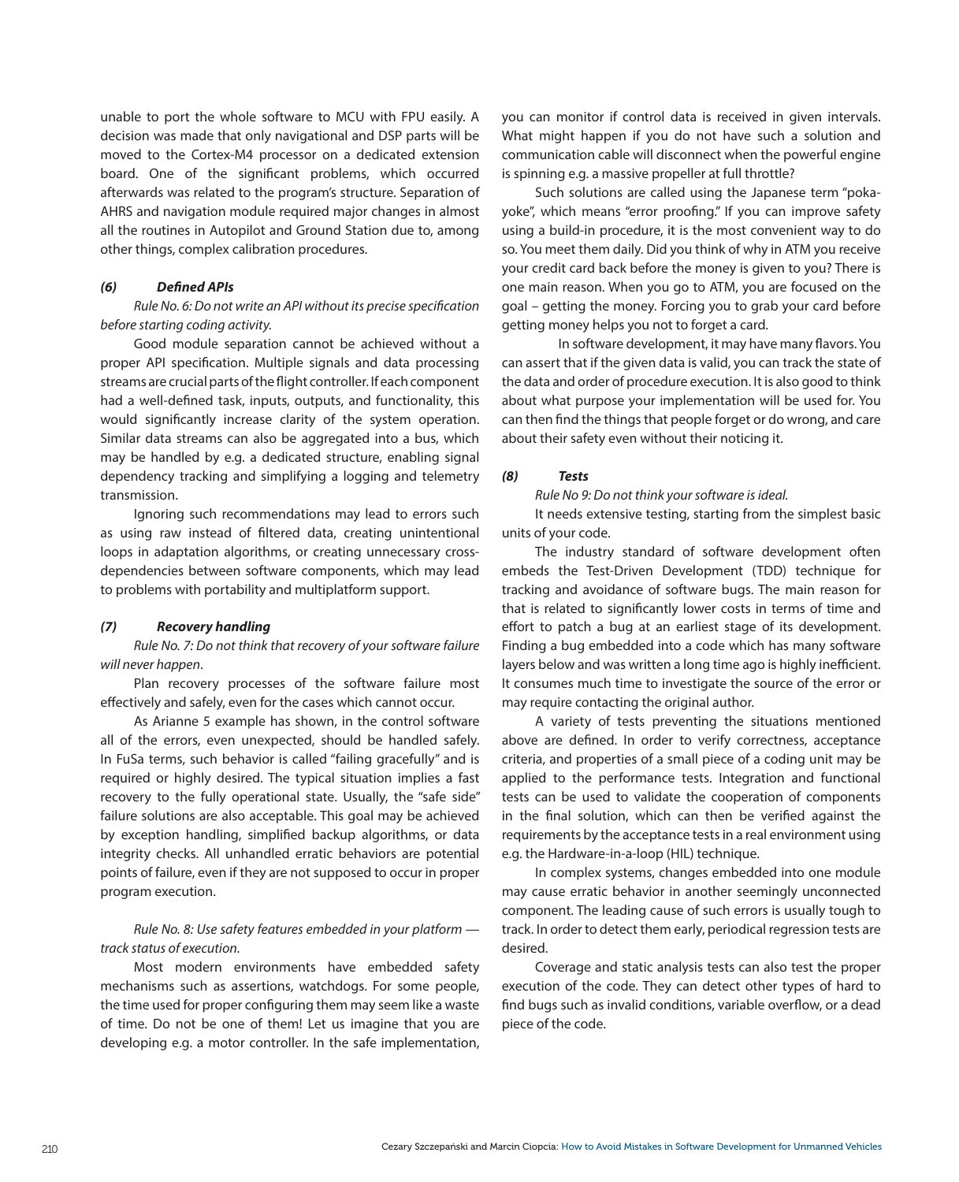unable to port the whole software to MCU with FPU easily. A decision was made that only navigational and DSP parts will be moved to the Cortex-M4 processor on a dedicated extension board. One of the significant problems, which occurred afterwards was related to the program's structure. Separation of AHRS and navigation module required major changes in almost all the routines in Autopilot and Ground Station due to, among other things, complex calibration procedures.

### *(6) Defined APIs*

*Rule No. 6: Do not write an API without its precise specification before starting coding activity.*

Good module separation cannot be achieved without a proper API specification. Multiple signals and data processing streams are crucial parts of the flight controller. If each component had a well-defined task, inputs, outputs, and functionality, this would significantly increase clarity of the system operation. Similar data streams can also be aggregated into a bus, which may be handled by e.g. a dedicated structure, enabling signal dependency tracking and simplifying a logging and telemetry transmission.

Ignoring such recommendations may lead to errors such as using raw instead of filtered data, creating unintentional loops in adaptation algorithms, or creating unnecessary cross-dependencies between software components, which may lead to problems with portability and multiplatform support.

### *(7) Recovery handling*

*Rule No. 7: Do not think that recovery of your software failure will never happen*.

Plan recovery processes of the software failure most effectively and safely, even for the cases which cannot occur.

As Arianne 5 example has shown, in the control software all of the errors, even unexpected, should be handled safely. In FuSa terms, such behavior is called "failing gracefully" and is required or highly desired. The typical situation implies a fast recovery to the fully operational state. Usually, the "safe side" failure solutions are also acceptable. This goal may be achieved by exception handling, simplified backup algorithms, or data integrity checks. All unhandled erratic behaviors are potential points of failure, even if they are not supposed to occur in proper program execution.

*Rule No. 8: Use safety features embedded in your platform — track status of execution.*

Most modern environments have embedded safety mechanisms such as assertions, watchdogs. For some people, the time used for proper configuring them may seem like a waste of time. Do not be one of them! Let us imagine that you are developing e.g. a motor controller. In the safe implementation, you can monitor if control data is received in given intervals. What might happen if you do not have such a solution and communication cable will disconnect when the powerful engine is spinning e.g. a massive propeller at full throttle?

Such solutions are called using the Japanese term "poka-yoke", which means "error proofing." If you can improve safety using a build-in procedure, it is the most convenient way to do so. You meet them daily. Did you think of why in ATM you receive your credit card back before the money is given to you? There is one main reason. When you go to ATM, you are focused on the goal – getting the money. Forcing you to grab your card before getting money helps you not to forget a card.

In software development, it may have many flavors. You can assert that if the given data is valid, you can track the state of the data and order of procedure execution. It is also good to think about what purpose your implementation will be used for. You can then find the things that people forget or do wrong, and care about their safety even without their noticing it.

### *(8) Tests*

*Rule No 9: Do not think your software is ideal.*

It needs extensive testing, starting from the simplest basic units of your code.

The industry standard of software development often embeds the Test-Driven Development (TDD) technique for tracking and avoidance of software bugs. The main reason for that is related to significantly lower costs in terms of time and effort to patch a bug at an earliest stage of its development. Finding a bug embedded into a code which has many software layers below and was written a long time ago is highly inefficient. It consumes much time to investigate the source of the error or may require contacting the original author.

A variety of tests preventing the situations mentioned above are defined. In order to verify correctness, acceptance criteria, and properties of a small piece of a coding unit may be applied to the performance tests. Integration and functional tests can be used to validate the cooperation of components in the final solution, which can then be verified against the requirements by the acceptance tests in a real environment using e.g. the Hardware-in-a-loop (HIL) technique.

In complex systems, changes embedded into one module may cause erratic behavior in another seemingly unconnected component. The leading cause of such errors is usually tough to track. In order to detect them early, periodical regression tests are desired.

Coverage and static analysis tests can also test the proper execution of the code. They can detect other types of hard to find bugs such as invalid conditions, variable overflow, or a dead piece of the code.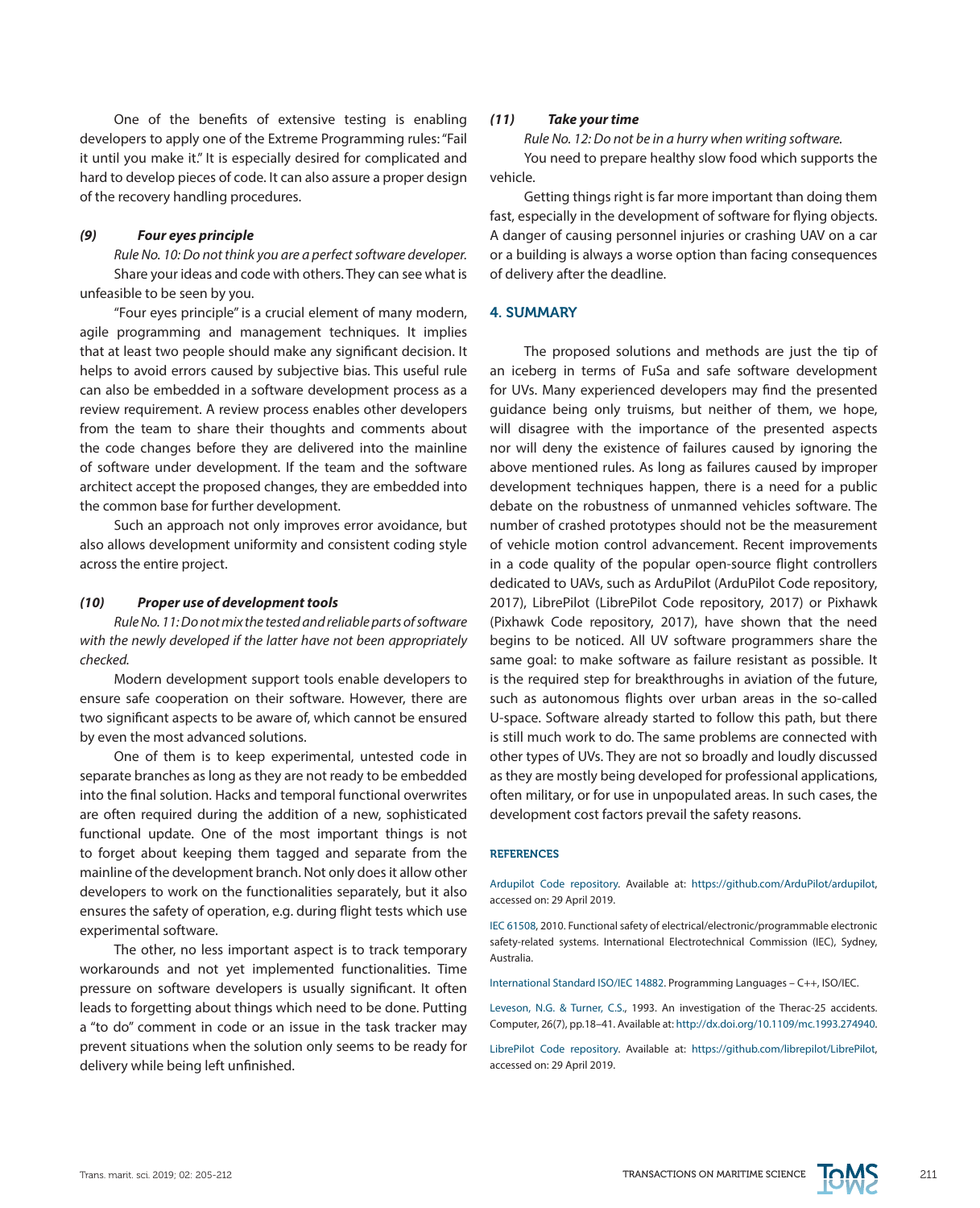One of the benefits of extensive testing is enabling developers to apply one of the Extreme Programming rules: "Fail it until you make it." It is especially desired for complicated and hard to develop pieces of code. It can also assure a proper design of the recovery handling procedures.

#### *(9) Four eyes principle*

*Rule No. 10: Do not think you are a perfect software developer.*

Share your ideas and code with others. They can see what is unfeasible to be seen by you.

"Four eyes principle" is a crucial element of many modern, agile programming and management techniques. It implies that at least two people should make any significant decision. It helps to avoid errors caused by subjective bias. This useful rule can also be embedded in a software development process as a review requirement. A review process enables other developers from the team to share their thoughts and comments about the code changes before they are delivered into the mainline of software under development. If the team and the software architect accept the proposed changes, they are embedded into the common base for further development.

Such an approach not only improves error avoidance, but also allows development uniformity and consistent coding style across the entire project.

#### *(10) Proper use of development tools*

*Rule No. 11: Do not mix the tested and reliable parts of software with the newly developed if the latter have not been appropriately checked.*

Modern development support tools enable developers to ensure safe cooperation on their software. However, there are two significant aspects to be aware of, which cannot be ensured by even the most advanced solutions.

One of them is to keep experimental, untested code in separate branches as long as they are not ready to be embedded into the final solution. Hacks and temporal functional overwrites are often required during the addition of a new, sophisticated functional update. One of the most important things is not to forget about keeping them tagged and separate from the mainline of the development branch. Not only does it allow other developers to work on the functionalities separately, but it also ensures the safety of operation, e.g. during flight tests which use experimental software.

The other, no less important aspect is to track temporary workarounds and not yet implemented functionalities. Time pressure on software developers is usually significant. It often leads to forgetting about things which need to be done. Putting a "to do" comment in code or an issue in the task tracker may prevent situations when the solution only seems to be ready for delivery while being left unfinished.

#### *(11) Take your time*

*Rule No. 12: Do not be in a hurry when writing software.*

You need to prepare healthy slow food which supports the vehicle.

Getting things right is far more important than doing them fast, especially in the development of software for flying objects. A danger of causing personnel injuries or crashing UAV on a car or a building is always a worse option than facing consequences of delivery after the deadline.

## 4. SUMMARY

The proposed solutions and methods are just the tip of an iceberg in terms of FuSa and safe software development for UVs. Many experienced developers may find the presented guidance being only truisms, but neither of them, we hope, will disagree with the importance of the presented aspects nor will deny the existence of failures caused by ignoring the above mentioned rules. As long as failures caused by improper development techniques happen, there is a need for a public debate on the robustness of unmanned vehicles software. The number of crashed prototypes should not be the measurement of vehicle motion control advancement. Recent improvements in a code quality of the popular open-source flight controllers dedicated to UAVs, such as ArduPilot (ArduPilot Code repository, 2017), LibrePilot (LibrePilot Code repository, 2017) or Pixhawk (Pixhawk Code repository, 2017), have shown that the need begins to be noticed. All UV software programmers share the same goal: to make software as failure resistant as possible. It is the required step for breakthroughs in aviation of the future, such as autonomous flights over urban areas in the so-called U-space. Software already started to follow this path, but there is still much work to do. The same problems are connected with other types of UVs. They are not so broadly and loudly discussed as they are mostly being developed for professional applications, often military, or for use in unpopulated areas. In such cases, the development cost factors prevail the safety reasons.

### REFERENCES

Ardupilot Code repository. Available at: https://github.com/ArduPilot/ardupilot, accessed on: 29 April 2019.

IEC 61508, 2010. Functional safety of electrical/electronic/programmable electronic safety-related systems. International Electrotechnical Commission (IEC), Sydney, Australia.

International Standard ISO/IEC 14882. Programming Languages – C++, ISO/IEC.

Leveson, N.G. & Turner, C.S., 1993. An investigation of the Therac-25 accidents. Computer, 26(7), pp.18–41. Available at: http://dx.doi.org/10.1109/mc.1993.274940.

LibrePilot Code repository. Available at: https://github.com/librepilot/LibrePilot, accessed on: 29 April 2019.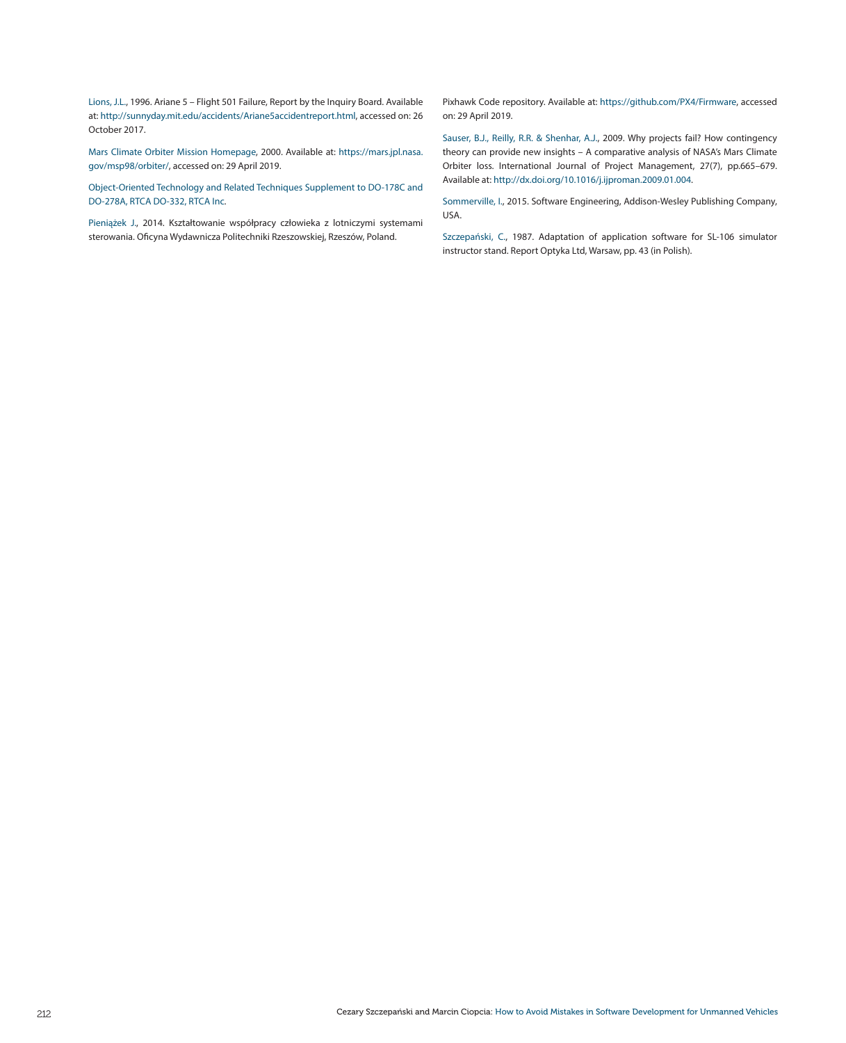Lions, J.L., 1996. Ariane 5 – Flight 501 Failure, Report by the Inquiry Board. Available at: http://sunnyday.mit.edu/accidents/Ariane5accidentreport.html, accessed on: 26 October 2017.

Mars Climate Orbiter Mission Homepage, 2000. Available at: https://mars.jpl.nasa.gov/msp98/orbiter/, accessed on: 29 April 2019.

Object-Oriented Technology and Related Techniques Supplement to DO-178C and DO-278A, RTCA DO-332, RTCA Inc.

Pieniążek J., 2014. Kształtowanie współpracy człowieka z lotniczymi systemami sterowania. Oficyna Wydawnicza Politechniki Rzeszowskiej, Rzeszów, Poland.

Pixhawk Code repository. Available at: https://github.com/PX4/Firmware, accessed on: 29 April 2019.

Sauser, B.J., Reilly, R.R. & Shenhar, A.J., 2009. Why projects fail? How contingency theory can provide new insights – A comparative analysis of NASA's Mars Climate Orbiter loss. International Journal of Project Management, 27(7), pp.665–679. Available at: http://dx.doi.org/10.1016/j.ijproman.2009.01.004.

Sommerville, I., 2015. Software Engineering, Addison-Wesley Publishing Company, USA.

Szczepański, C., 1987. Adaptation of application software for SL-106 simulator instructor stand. Report Optyka Ltd, Warsaw, pp. 43 (in Polish).